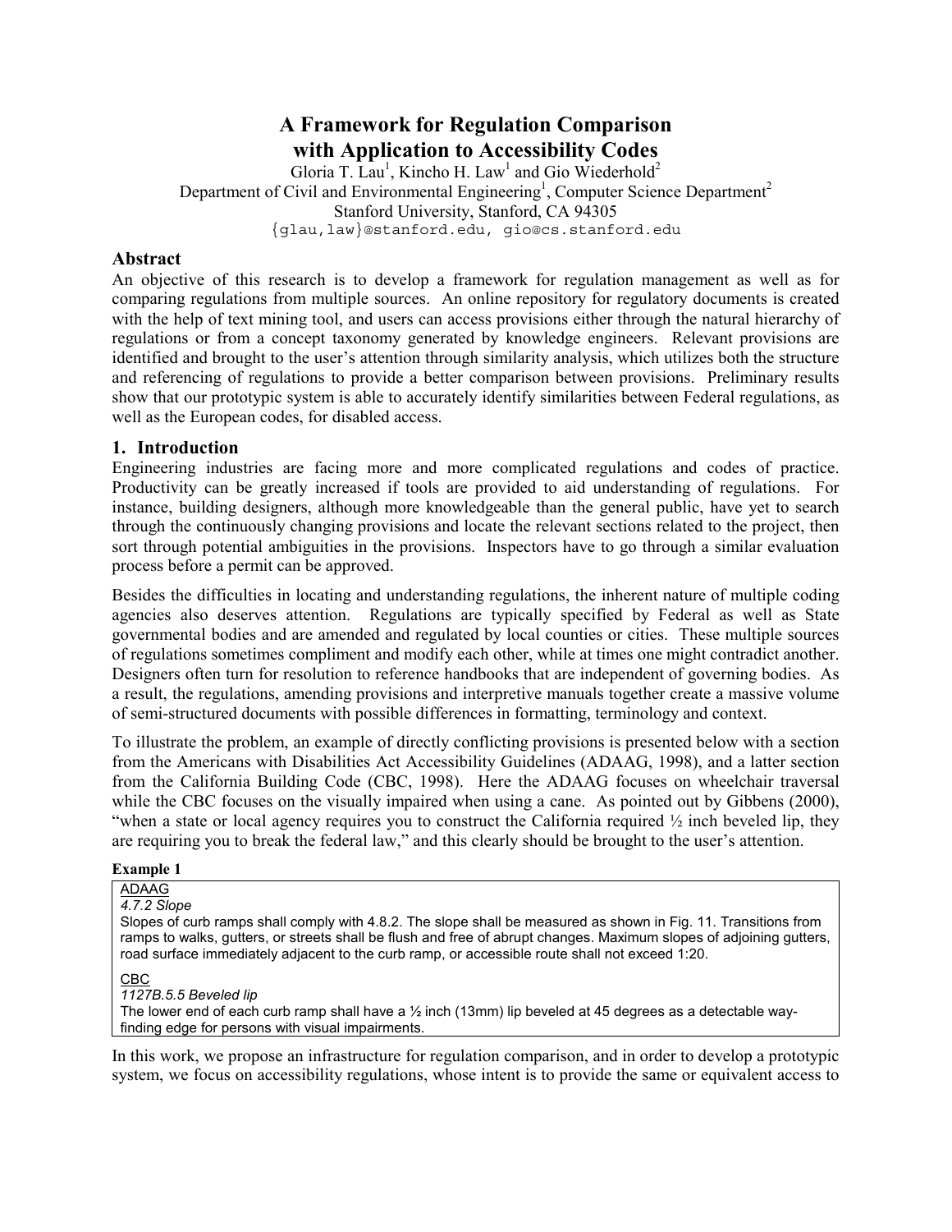# A Framework for Regulation Comparison with Application to Accessibility Codes

Gloria T. Lau[1], Kincho H. Law[1] and Gio Wiederhold[2]

Department of Civil and Environmental Engineering[1], Computer Science Department[2]

Stanford University, Stanford, CA 94305

{glau,law}@stanford.edu, gio@cs.stanford.edu

## Abstract

An objective of this research is to develop a framework for regulation management as well as for comparing regulations from multiple sources. An online repository for regulatory documents is created with the help of text mining tool, and users can access provisions either through the natural hierarchy of regulations or from a concept taxonomy generated by knowledge engineers. Relevant provisions are identified and brought to the user's attention through similarity analysis, which utilizes both the structure and referencing of regulations to provide a better comparison between provisions. Preliminary results show that our prototypic system is able to accurately identify similarities between Federal regulations, as well as the European codes, for disabled access.

## 1. Introduction

Engineering industries are facing more and more complicated regulations and codes of practice. Productivity can be greatly increased if tools are provided to aid understanding of regulations. For instance, building designers, although more knowledgeable than the general public, have yet to search through the continuously changing provisions and locate the relevant sections related to the project, then sort through potential ambiguities in the provisions. Inspectors have to go through a similar evaluation process before a permit can be approved.

Besides the difficulties in locating and understanding regulations, the inherent nature of multiple coding agencies also deserves attention. Regulations are typically specified by Federal as well as State governmental bodies and are amended and regulated by local counties or cities. These multiple sources of regulations sometimes compliment and modify each other, while at times one might contradict another. Designers often turn for resolution to reference handbooks that are independent of governing bodies. As a result, the regulations, amending provisions and interpretive manuals together create a massive volume of semi-structured documents with possible differences in formatting, terminology and context.

To illustrate the problem, an example of directly conflicting provisions is presented below with a section from the Americans with Disabilities Act Accessibility Guidelines (ADAAG, 1998), and a latter section from the California Building Code (CBC, 1998). Here the ADAAG focuses on wheelchair traversal while the CBC focuses on the visually impaired when using a cane. As pointed out by Gibbens (2000), "when a state or local agency requires you to construct the California required ½ inch beveled lip, they are requiring you to break the federal law," and this clearly should be brought to the user's attention.

**Example 1**

> ADAAG
>
> *4.7.2 Slope*
>
> Slopes of curb ramps shall comply with 4.8.2. The slope shall be measured as shown in Fig. 11. Transitions from ramps to walks, gutters, or streets shall be flush and free of abrupt changes. Maximum slopes of adjoining gutters, road surface immediately adjacent to the curb ramp, or accessible route shall not exceed 1:20.
>
> CBC
>
> *1127B.5.5 Beveled lip*
>
> The lower end of each curb ramp shall have a ½ inch (13mm) lip beveled at 45 degrees as a detectable way-finding edge for persons with visual impairments.

In this work, we propose an infrastructure for regulation comparison, and in order to develop a prototypic system, we focus on accessibility regulations, whose intent is to provide the same or equivalent access to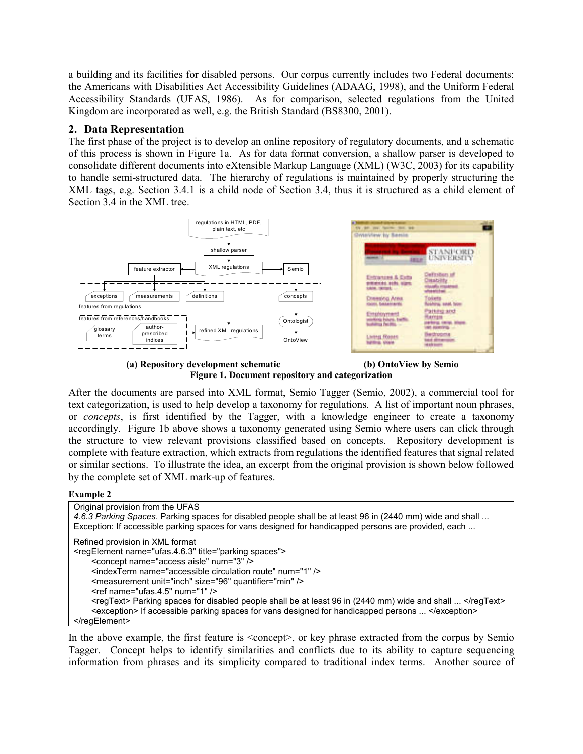a building and its facilities for disabled persons. Our corpus currently includes two Federal documents: the Americans with Disabilities Act Accessibility Guidelines (ADAAG, 1998), and the Uniform Federal Accessibility Standards (UFAS, 1986). As for comparison, selected regulations from the United Kingdom are incorporated as well, e.g. the British Standard (BS8300, 2001).

## 2. Data Representation

The first phase of the project is to develop an online repository of regulatory documents, and a schematic of this process is shown in Figure 1a. As for data format conversion, a shallow parser is developed to consolidate different documents into eXtensible Markup Language (XML) (W3C, 2003) for its capability to handle semi-structured data. The hierarchy of regulations is maintained by properly structuring the XML tags, e.g. Section 3.4.1 is a child node of Section 3.4, thus it is structured as a child element of Section 3.4 in the XML tree.

**(a) Repository development schematic** **(b) OntoView by Semio**

**Figure 1. Document repository and categorization**

After the documents are parsed into XML format, Semio Tagger (Semio, 2002), a commercial tool for text categorization, is used to help develop a taxonomy for regulations. A list of important noun phrases, or *concepts*, is first identified by the Tagger, with a knowledge engineer to create a taxonomy accordingly. Figure 1b above shows a taxonomy generated using Semio where users can click through the structure to view relevant provisions classified based on concepts. Repository development is complete with feature extraction, which extracts from regulations the identified features that signal related or similar sections. To illustrate the idea, an excerpt from the original provision is shown below followed by the complete set of XML mark-up of features.

**Example 2**

Original provision from the UFAS

*4.6.3 Parking Spaces*. Parking spaces for disabled people shall be at least 96 in (2440 mm) wide and shall ...
Exception: If accessible parking spaces for vans designed for handicapped persons are provided, each ...

Refined provision in XML format

```
<regElement name="ufas.4.6.3" title="parking spaces">
    <concept name="access aisle" num="3" />
    <indexTerm name="accessible circulation route" num="1" />
    <measurement unit="inch" size="96" quantifier="min" />
    <ref name="ufas.4.5" num="1" />
    <regText> Parking spaces for disabled people shall be at least 96 in (2440 mm) wide and shall ... </regText>
    <exception> If accessible parking spaces for vans designed for handicapped persons ... </exception>
</regElement>
```

In the above example, the first feature is <concept>, or key phrase extracted from the corpus by Semio Tagger. Concept helps to identify similarities and conflicts due to its ability to capture sequencing information from phrases and its simplicity compared to traditional index terms. Another source of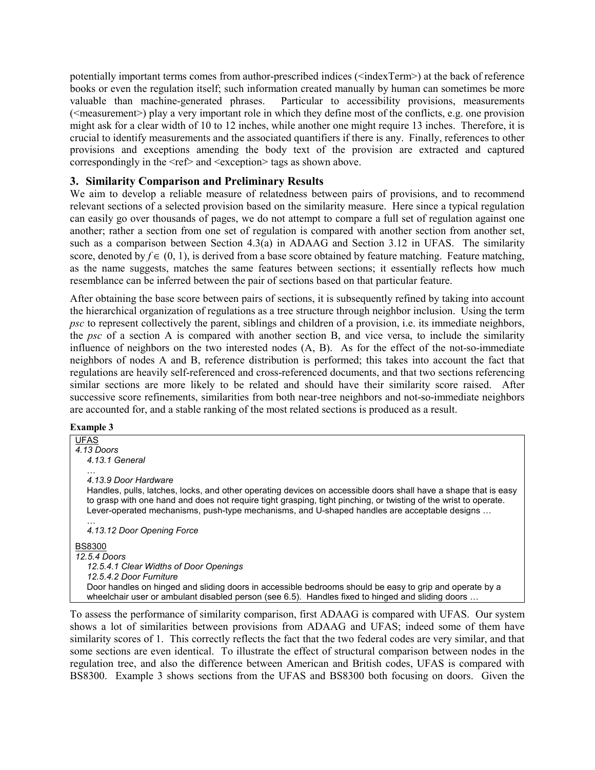potentially important terms comes from author-prescribed indices (<indexTerm>) at the back of reference books or even the regulation itself; such information created manually by human can sometimes be more valuable than machine-generated phrases. Particular to accessibility provisions, measurements (<measurement>) play a very important role in which they define most of the conflicts, e.g. one provision might ask for a clear width of 10 to 12 inches, while another one might require 13 inches. Therefore, it is crucial to identify measurements and the associated quantifiers if there is any. Finally, references to other provisions and exceptions amending the body text of the provision are extracted and captured correspondingly in the <ref> and <exception> tags as shown above.

## 3. Similarity Comparison and Preliminary Results

We aim to develop a reliable measure of relatedness between pairs of provisions, and to recommend relevant sections of a selected provision based on the similarity measure. Here since a typical regulation can easily go over thousands of pages, we do not attempt to compare a full set of regulation against one another; rather a section from one set of regulation is compared with another section from another set, such as a comparison between Section 4.3(a) in ADAAG and Section 3.12 in UFAS. The similarity score, denoted by $f \in (0, 1)$, is derived from a base score obtained by feature matching. Feature matching, as the name suggests, matches the same features between sections; it essentially reflects how much resemblance can be inferred between the pair of sections based on that particular feature.

After obtaining the base score between pairs of sections, it is subsequently refined by taking into account the hierarchical organization of regulations as a tree structure through neighbor inclusion. Using the term *psc* to represent collectively the parent, siblings and children of a provision, i.e. its immediate neighbors, the *psc* of a section A is compared with another section B, and vice versa, to include the similarity influence of neighbors on the two interested nodes (A, B). As for the effect of the not-so-immediate neighbors of nodes A and B, reference distribution is performed; this takes into account the fact that regulations are heavily self-referenced and cross-referenced documents, and that two sections referencing similar sections are more likely to be related and should have their similarity score raised. After successive score refinements, similarities from both near-tree neighbors and not-so-immediate neighbors are accounted for, and a stable ranking of the most related sections is produced as a result.

**Example 3**

UFAS

*4.13 Doors*

*4.13.1 General*

…

*4.13.9 Door Hardware*

Handles, pulls, latches, locks, and other operating devices on accessible doors shall have a shape that is easy to grasp with one hand and does not require tight grasping, tight pinching, or twisting of the wrist to operate. Lever-operated mechanisms, push-type mechanisms, and U-shaped handles are acceptable designs …

…

*4.13.12 Door Opening Force*

BS8300

*12.5.4 Doors*

*12.5.4.1 Clear Widths of Door Openings*

*12.5.4.2 Door Furniture*

Door handles on hinged and sliding doors in accessible bedrooms should be easy to grip and operate by a wheelchair user or ambulant disabled person (see 6.5). Handles fixed to hinged and sliding doors …

To assess the performance of similarity comparison, first ADAAG is compared with UFAS. Our system shows a lot of similarities between provisions from ADAAG and UFAS; indeed some of them have similarity scores of 1. This correctly reflects the fact that the two federal codes are very similar, and that some sections are even identical. To illustrate the effect of structural comparison between nodes in the regulation tree, and also the difference between American and British codes, UFAS is compared with BS8300. Example 3 shows sections from the UFAS and BS8300 both focusing on doors. Given the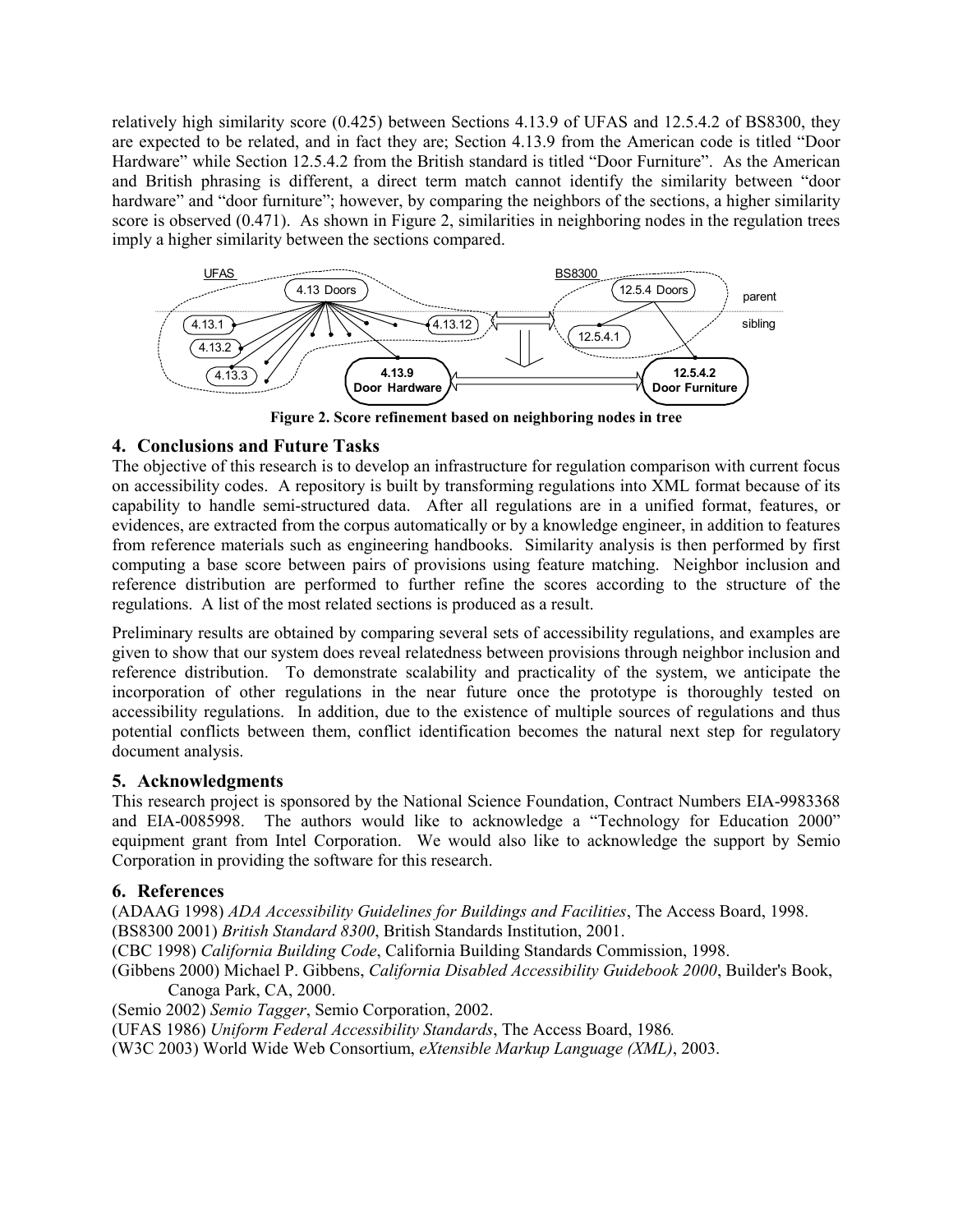relatively high similarity score (0.425) between Sections 4.13.9 of UFAS and 12.5.4.2 of BS8300, they are expected to be related, and in fact they are; Section 4.13.9 from the American code is titled "Door Hardware" while Section 12.5.4.2 from the British standard is titled "Door Furniture". As the American and British phrasing is different, a direct term match cannot identify the similarity between "door hardware" and "door furniture"; however, by comparing the neighbors of the sections, a higher similarity score is observed (0.471). As shown in Figure 2, similarities in neighboring nodes in the regulation trees imply a higher similarity between the sections compared.

UFAS
4.13 Doors
4.13.1
4.13.2
4.13.3
4.13.12
4.13.9
Door Hardware
BS8300
12.5.4 Doors
12.5.4.1
12.5.4.2
Door Furniture
parent
sibling

**Figure 2. Score refinement based on neighboring nodes in tree**

## 4. Conclusions and Future Tasks

The objective of this research is to develop an infrastructure for regulation comparison with current focus on accessibility codes. A repository is built by transforming regulations into XML format because of its capability to handle semi-structured data. After all regulations are in a unified format, features, or evidences, are extracted from the corpus automatically or by a knowledge engineer, in addition to features from reference materials such as engineering handbooks. Similarity analysis is then performed by first computing a base score between pairs of provisions using feature matching. Neighbor inclusion and reference distribution are performed to further refine the scores according to the structure of the regulations. A list of the most related sections is produced as a result.

Preliminary results are obtained by comparing several sets of accessibility regulations, and examples are given to show that our system does reveal relatedness between provisions through neighbor inclusion and reference distribution. To demonstrate scalability and practicality of the system, we anticipate the incorporation of other regulations in the near future once the prototype is thoroughly tested on accessibility regulations. In addition, due to the existence of multiple sources of regulations and thus potential conflicts between them, conflict identification becomes the natural next step for regulatory document analysis.

## 5. Acknowledgments

This research project is sponsored by the National Science Foundation, Contract Numbers EIA-9983368 and EIA-0085998. The authors would like to acknowledge a "Technology for Education 2000" equipment grant from Intel Corporation. We would also like to acknowledge the support by Semio Corporation in providing the software for this research.

## 6. References

(ADAAG 1998) *ADA Accessibility Guidelines for Buildings and Facilities*, The Access Board, 1998.

(BS8300 2001) *British Standard 8300*, British Standards Institution, 2001.

(CBC 1998) *California Building Code*, California Building Standards Commission, 1998.

(Gibbens 2000) Michael P. Gibbens, *California Disabled Accessibility Guidebook 2000*, Builder's Book, Canoga Park, CA, 2000.

(Semio 2002) *Semio Tagger*, Semio Corporation, 2002.

(UFAS 1986) *Uniform Federal Accessibility Standards*, The Access Board, 1986.

(W3C 2003) World Wide Web Consortium, *eXtensible Markup Language (XML)*, 2003.